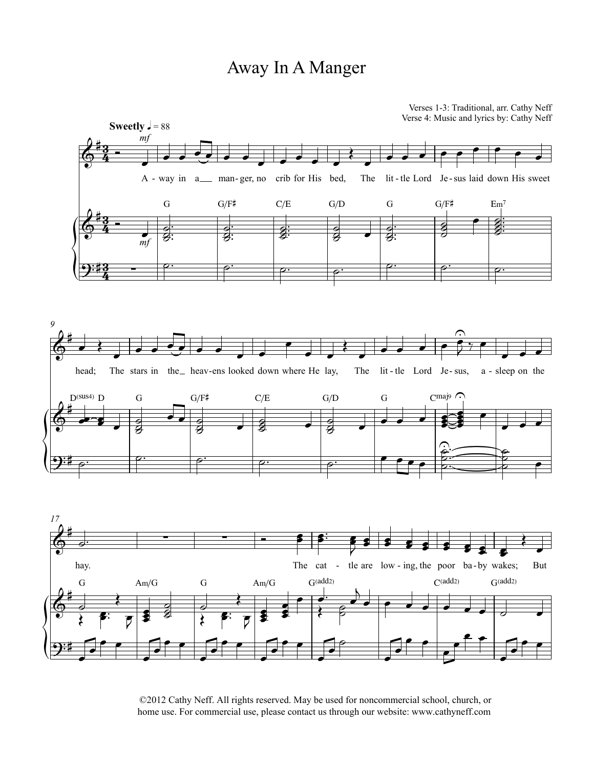# Away In A Manger

Verses 1-3: Traditional, arr. Cathy Neff
Verse 4: Music and lyrics by: Cathy Neff

**Sweetly** ♩ = 88

A - way in a __ man - ger, no crib for His bed, The lit - tle Lord Je - sus laid down His sweet head; The stars in the __ heav - ens looked down where He lay, The lit - tle Lord Je - sus, a - sleep on the hay.

The cat - tle are low - ing, the poor ba - by wakes; But

©2012 Cathy Neff. All rights reserved. May be used for noncommercial school, church, or home use. For commercial use, please contact us through our website: www.cathyneff.com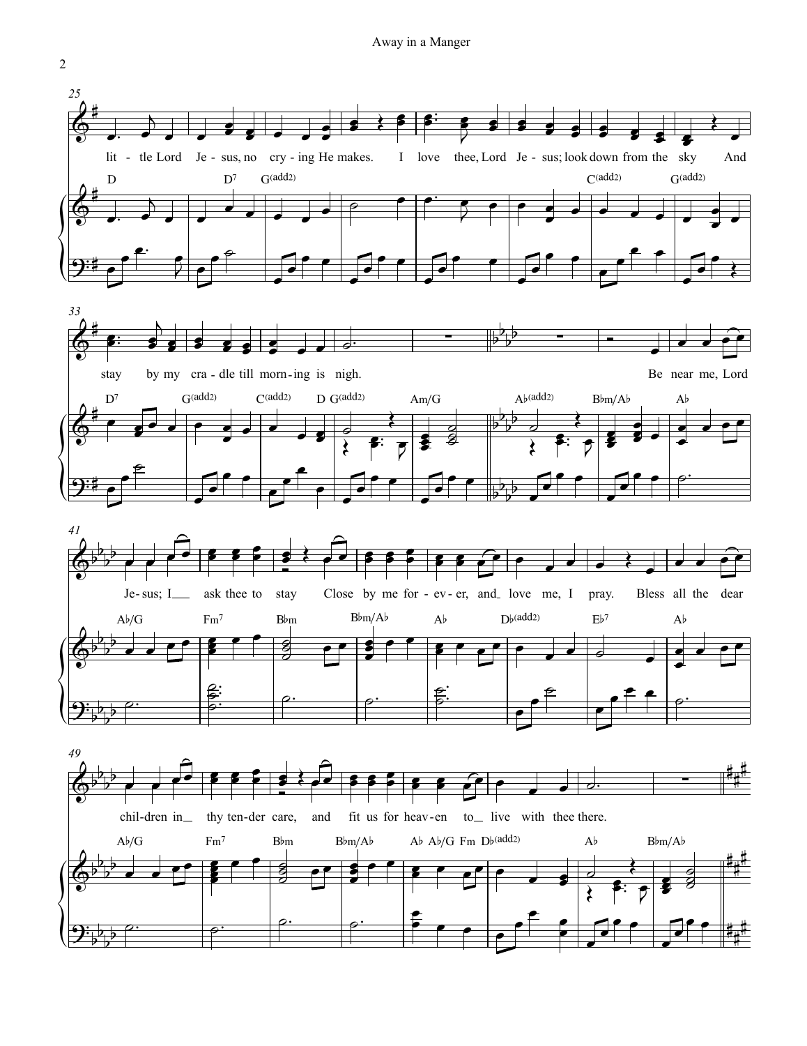little Lord Jesus, no crying He makes. I love thee, Lord Jesus; look down from the sky And stay by my cradle till morning is nigh.

Be near me, Lord Jesus; I ask thee to stay Close by me forever, and love me, I pray. Bless all the dear children in thy tender care, and fit us for heaven to live with thee there.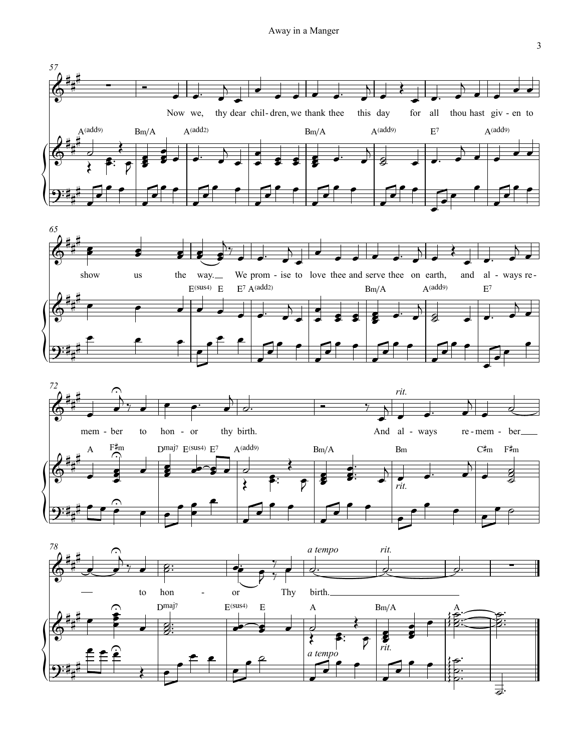Now we, thy dear children, we thank thee this day for all thou hast given to show us the way. We promise to love thee and serve thee on earth, and always remember to honor thy birth. And always remember to honor Thy birth.